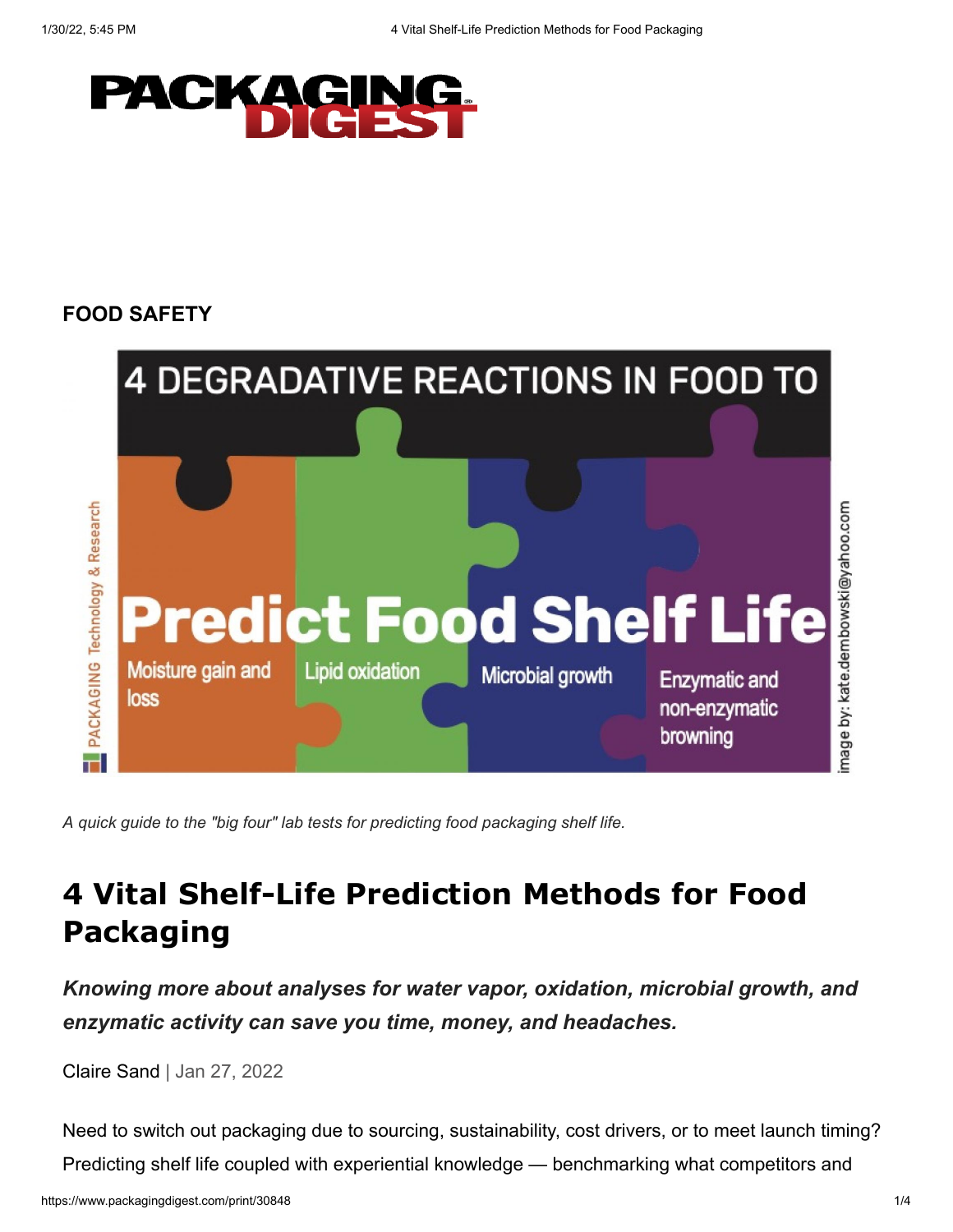FOOD SAFETY

A quick guide to the "big four" lab tests for predicting food packaging shelf life.

# 4 Vital Shelf-Life Prediction Methods for Food Packaging

***Knowing more about analyses for water vapor, oxidation, microbial growth, and enzymatic activity can save you time, money, and headaches.***

Claire Sand | Jan 27, 2022

Need to switch out packaging due to sourcing, sustainability, cost drivers, or to meet launch timing? Predicting shelf life coupled with experiential knowledge — benchmarking what competitors and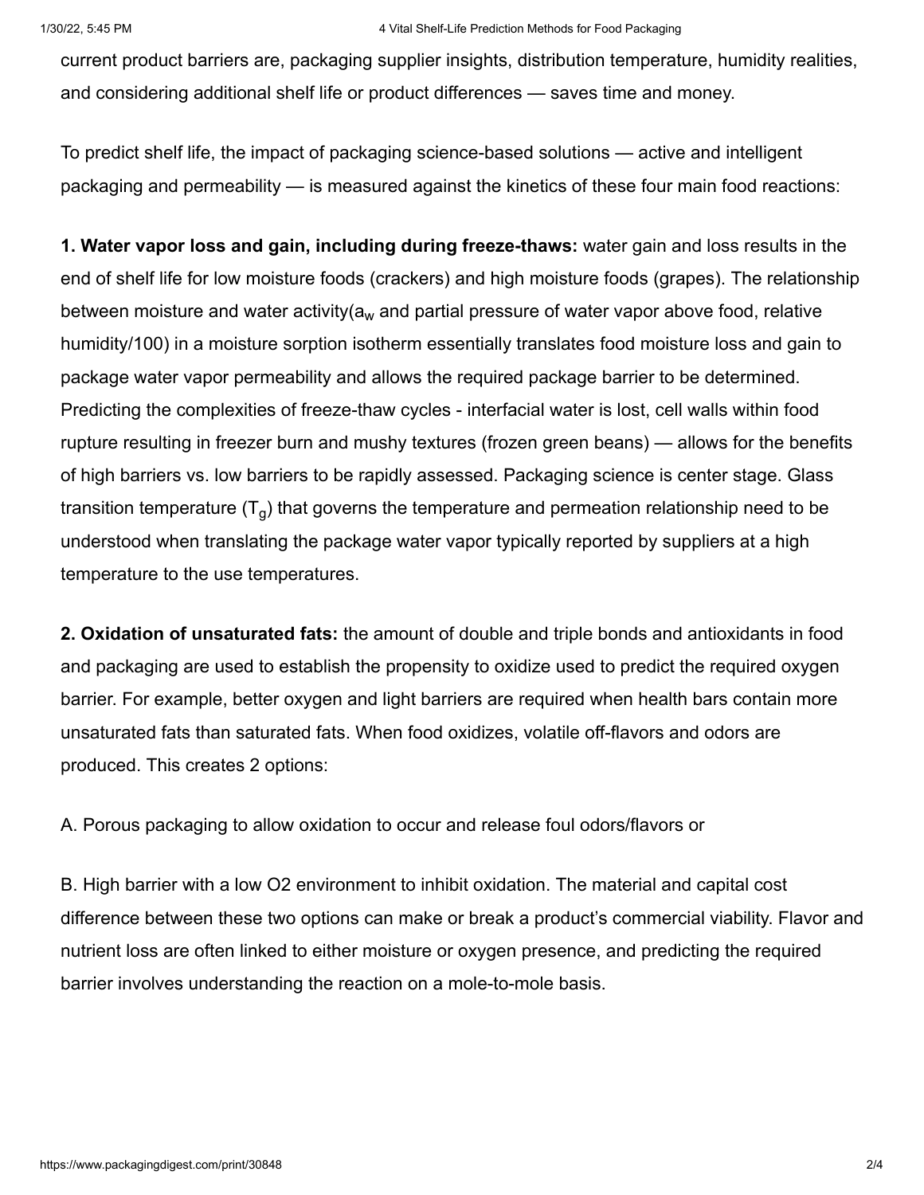current product barriers are, packaging supplier insights, distribution temperature, humidity realities, and considering additional shelf life or product differences — saves time and money.

To predict shelf life, the impact of packaging science-based solutions — active and intelligent packaging and permeability — is measured against the kinetics of these four main food reactions:

**1. Water vapor loss and gain, including during freeze-thaws:** water gain and loss results in the end of shelf life for low moisture foods (crackers) and high moisture foods (grapes). The relationship between moisture and water activity($a_w$ and partial pressure of water vapor above food, relative humidity/100) in a moisture sorption isotherm essentially translates food moisture loss and gain to package water vapor permeability and allows the required package barrier to be determined. Predicting the complexities of freeze-thaw cycles - interfacial water is lost, cell walls within food rupture resulting in freezer burn and mushy textures (frozen green beans) — allows for the benefits of high barriers vs. low barriers to be rapidly assessed. Packaging science is center stage. Glass transition temperature ($T_g$) that governs the temperature and permeation relationship need to be understood when translating the package water vapor typically reported by suppliers at a high temperature to the use temperatures.

**2. Oxidation of unsaturated fats:** the amount of double and triple bonds and antioxidants in food and packaging are used to establish the propensity to oxidize used to predict the required oxygen barrier. For example, better oxygen and light barriers are required when health bars contain more unsaturated fats than saturated fats. When food oxidizes, volatile off-flavors and odors are produced. This creates 2 options:

A. Porous packaging to allow oxidation to occur and release foul odors/flavors or

B. High barrier with a low O2 environment to inhibit oxidation. The material and capital cost difference between these two options can make or break a product's commercial viability. Flavor and nutrient loss are often linked to either moisture or oxygen presence, and predicting the required barrier involves understanding the reaction on a mole-to-mole basis.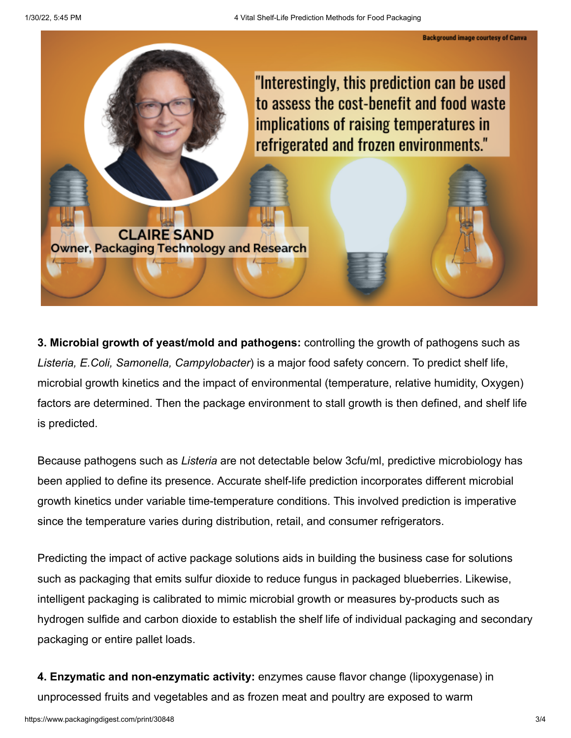**3. Microbial growth of yeast/mold and pathogens:** controlling the growth of pathogens such as *Listeria, E.Coli, Samonella, Campylobacter*) is a major food safety concern. To predict shelf life, microbial growth kinetics and the impact of environmental (temperature, relative humidity, Oxygen) factors are determined. Then the package environment to stall growth is then defined, and shelf life is predicted.

Because pathogens such as *Listeria* are not detectable below 3cfu/ml, predictive microbiology has been applied to define its presence. Accurate shelf-life prediction incorporates different microbial growth kinetics under variable time-temperature conditions. This involved prediction is imperative since the temperature varies during distribution, retail, and consumer refrigerators.

Predicting the impact of active package solutions aids in building the business case for solutions such as packaging that emits sulfur dioxide to reduce fungus in packaged blueberries. Likewise, intelligent packaging is calibrated to mimic microbial growth or measures by-products such as hydrogen sulfide and carbon dioxide to establish the shelf life of individual packaging and secondary packaging or entire pallet loads.

**4. Enzymatic and non-enzymatic activity:** enzymes cause flavor change (lipoxygenase) in unprocessed fruits and vegetables and as frozen meat and poultry are exposed to warm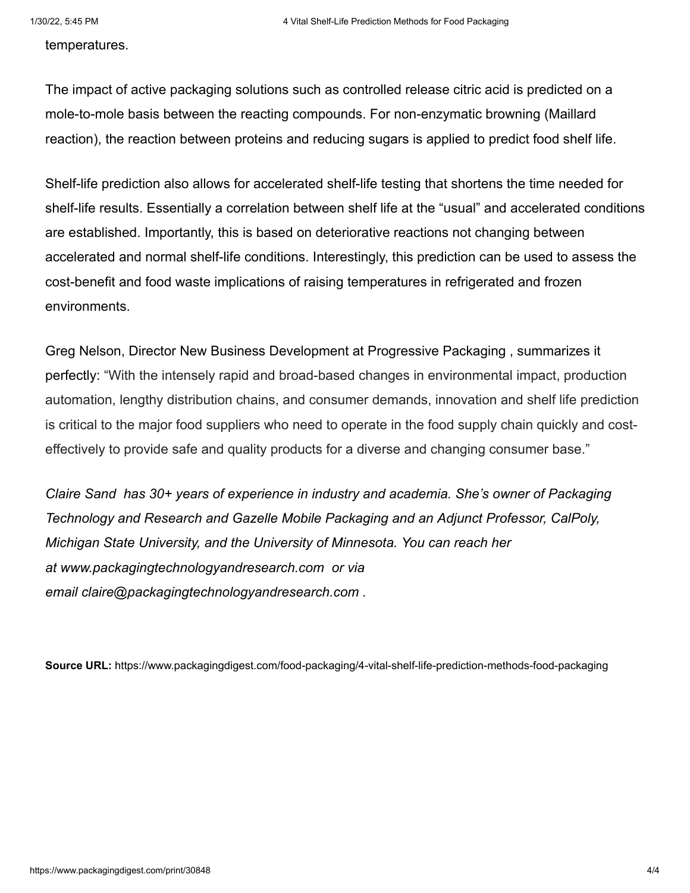temperatures.

The impact of active packaging solutions such as controlled release citric acid is predicted on a mole-to-mole basis between the reacting compounds. For non-enzymatic browning (Maillard reaction), the reaction between proteins and reducing sugars is applied to predict food shelf life.

Shelf-life prediction also allows for accelerated shelf-life testing that shortens the time needed for shelf-life results. Essentially a correlation between shelf life at the "usual" and accelerated conditions are established. Importantly, this is based on deteriorative reactions not changing between accelerated and normal shelf-life conditions. Interestingly, this prediction can be used to assess the cost-benefit and food waste implications of raising temperatures in refrigerated and frozen environments.

Greg Nelson, Director New Business Development at Progressive Packaging , summarizes it perfectly: "With the intensely rapid and broad-based changes in environmental impact, production automation, lengthy distribution chains, and consumer demands, innovation and shelf life prediction is critical to the major food suppliers who need to operate in the food supply chain quickly and cost-effectively to provide safe and quality products for a diverse and changing consumer base."

*Claire Sand has 30+ years of experience in industry and academia. She's owner of Packaging Technology and Research and Gazelle Mobile Packaging and an Adjunct Professor, CalPoly, Michigan State University, and the University of Minnesota. You can reach her at www.packagingtechnologyandresearch.com or via email claire@packagingtechnologyandresearch.com .*

**Source URL:** https://www.packagingdigest.com/food-packaging/4-vital-shelf-life-prediction-methods-food-packaging